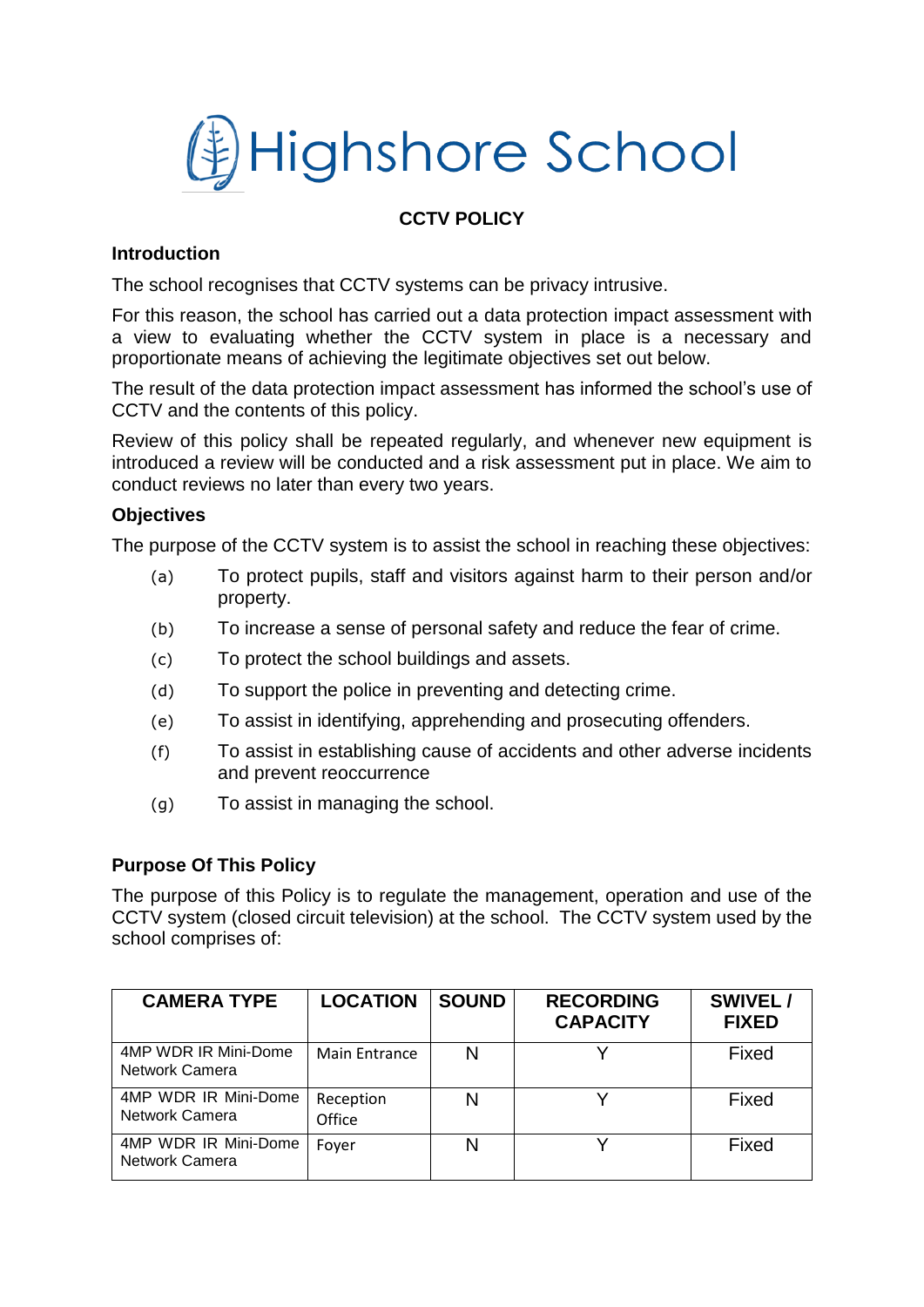# Highshore School

## CCTV POLICY

### Introduction

The school recognises that CCTV systems can be privacy intrusive.

For this reason, the school has carried out a data protection impact assessment with a view to evaluating whether the CCTV system in place is a necessary and proportionate means of achieving the legitimate objectives set out below.

The result of the data protection impact assessment has informed the school's use of CCTV and the contents of this policy.

Review of this policy shall be repeated regularly, and whenever new equipment is introduced a review will be conducted and a risk assessment put in place. We aim to conduct reviews no later than every two years.

### Objectives

The purpose of the CCTV system is to assist the school in reaching these objectives:

(a) To protect pupils, staff and visitors against harm to their person and/or property.

(b) To increase a sense of personal safety and reduce the fear of crime.

(c) To protect the school buildings and assets.

(d) To support the police in preventing and detecting crime.

(e) To assist in identifying, apprehending and prosecuting offenders.

(f) To assist in establishing cause of accidents and other adverse incidents and prevent reoccurrence

(g) To assist in managing the school.

### Purpose Of This Policy

The purpose of this Policy is to regulate the management, operation and use of the CCTV system (closed circuit television) at the school. The CCTV system used by the school comprises of:

| CAMERA TYPE | LOCATION | SOUND | RECORDING CAPACITY | SWIVEL / FIXED |
|---|---|---|---|---|
| 4MP WDR IR Mini-Dome Network Camera | Main Entrance | N | Y | Fixed |
| 4MP WDR IR Mini-Dome Network Camera | Reception Office | N | Y | Fixed |
| 4MP WDR IR Mini-Dome Network Camera | Foyer | N | Y | Fixed |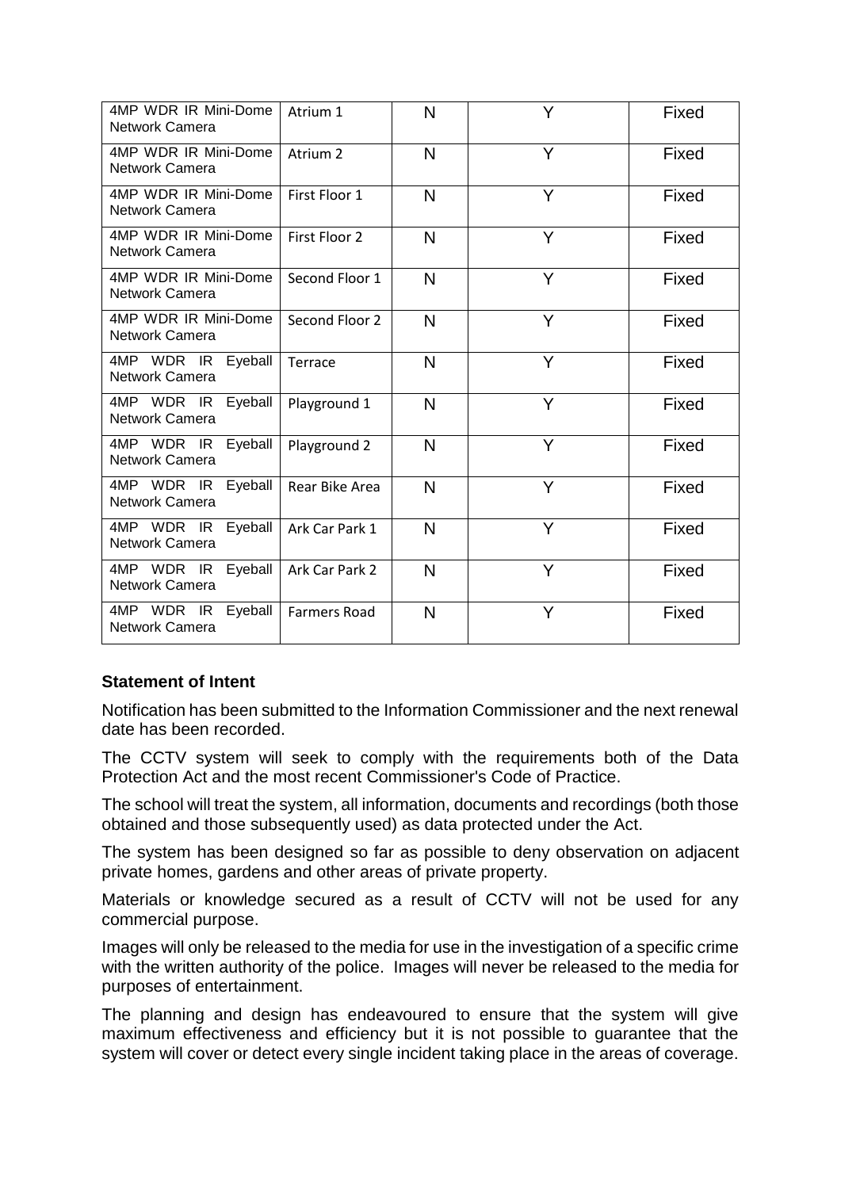| | | | | |
|---|---|---|---|---|
| 4MP WDR IR Mini-Dome Network Camera | Atrium 1 | N | Y | Fixed |
| 4MP WDR IR Mini-Dome Network Camera | Atrium 2 | N | Y | Fixed |
| 4MP WDR IR Mini-Dome Network Camera | First Floor 1 | N | Y | Fixed |
| 4MP WDR IR Mini-Dome Network Camera | First Floor 2 | N | Y | Fixed |
| 4MP WDR IR Mini-Dome Network Camera | Second Floor 1 | N | Y | Fixed |
| 4MP WDR IR Mini-Dome Network Camera | Second Floor 2 | N | Y | Fixed |
| 4MP WDR IR Eyeball Network Camera | Terrace | N | Y | Fixed |
| 4MP WDR IR Eyeball Network Camera | Playground 1 | N | Y | Fixed |
| 4MP WDR IR Eyeball Network Camera | Playground 2 | N | Y | Fixed |
| 4MP WDR IR Eyeball Network Camera | Rear Bike Area | N | Y | Fixed |
| 4MP WDR IR Eyeball Network Camera | Ark Car Park 1 | N | Y | Fixed |
| 4MP WDR IR Eyeball Network Camera | Ark Car Park 2 | N | Y | Fixed |
| 4MP WDR IR Eyeball Network Camera | Farmers Road | N | Y | Fixed |

**Statement of Intent**

Notification has been submitted to the Information Commissioner and the next renewal date has been recorded.

The CCTV system will seek to comply with the requirements both of the Data Protection Act and the most recent Commissioner's Code of Practice.

The school will treat the system, all information, documents and recordings (both those obtained and those subsequently used) as data protected under the Act.

The system has been designed so far as possible to deny observation on adjacent private homes, gardens and other areas of private property.

Materials or knowledge secured as a result of CCTV will not be used for any commercial purpose.

Images will only be released to the media for use in the investigation of a specific crime with the written authority of the police. Images will never be released to the media for purposes of entertainment.

The planning and design has endeavoured to ensure that the system will give maximum effectiveness and efficiency but it is not possible to guarantee that the system will cover or detect every single incident taking place in the areas of coverage.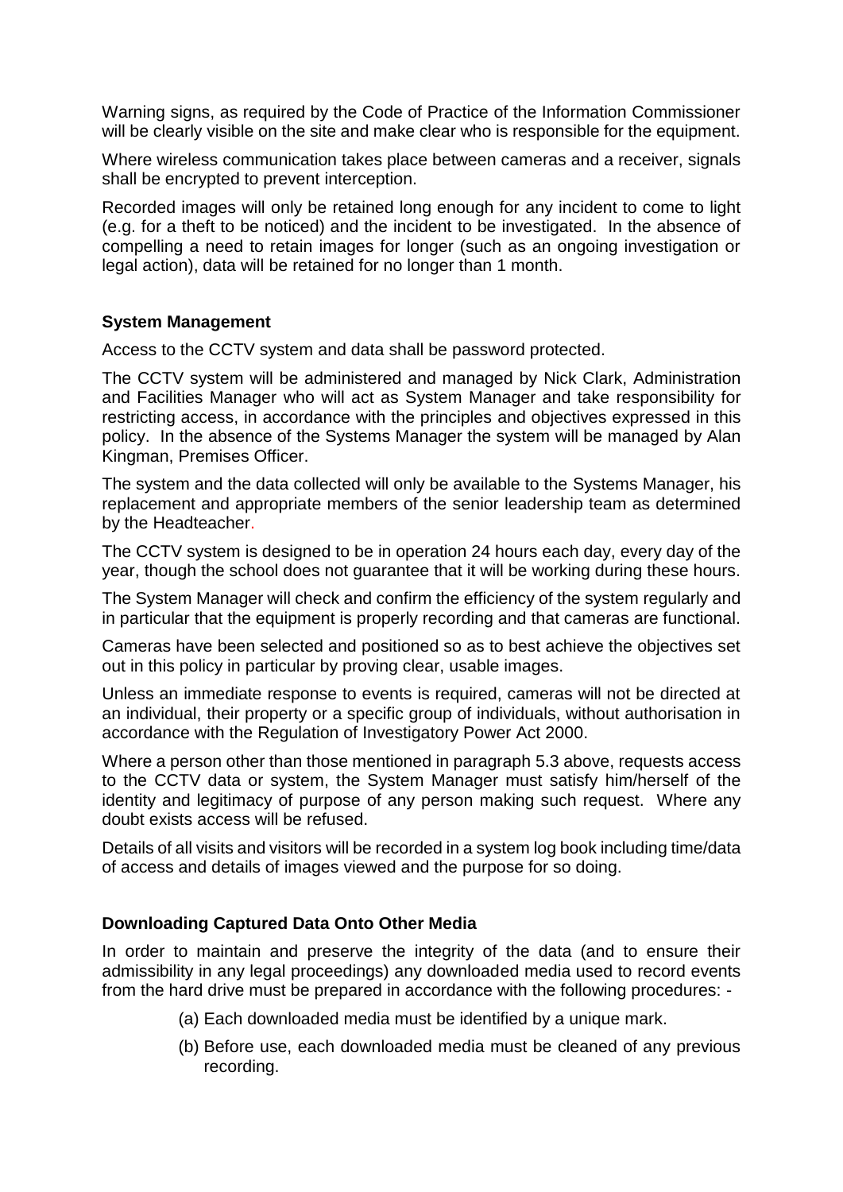Warning signs, as required by the Code of Practice of the Information Commissioner will be clearly visible on the site and make clear who is responsible for the equipment.

Where wireless communication takes place between cameras and a receiver, signals shall be encrypted to prevent interception.

Recorded images will only be retained long enough for any incident to come to light (e.g. for a theft to be noticed) and the incident to be investigated. In the absence of compelling a need to retain images for longer (such as an ongoing investigation or legal action), data will be retained for no longer than 1 month.

**System Management**

Access to the CCTV system and data shall be password protected.

The CCTV system will be administered and managed by Nick Clark, Administration and Facilities Manager who will act as System Manager and take responsibility for restricting access, in accordance with the principles and objectives expressed in this policy. In the absence of the Systems Manager the system will be managed by Alan Kingman, Premises Officer.

The system and the data collected will only be available to the Systems Manager, his replacement and appropriate members of the senior leadership team as determined by the Headteacher.

The CCTV system is designed to be in operation 24 hours each day, every day of the year, though the school does not guarantee that it will be working during these hours.

The System Manager will check and confirm the efficiency of the system regularly and in particular that the equipment is properly recording and that cameras are functional.

Cameras have been selected and positioned so as to best achieve the objectives set out in this policy in particular by proving clear, usable images.

Unless an immediate response to events is required, cameras will not be directed at an individual, their property or a specific group of individuals, without authorisation in accordance with the Regulation of Investigatory Power Act 2000.

Where a person other than those mentioned in paragraph 5.3 above, requests access to the CCTV data or system, the System Manager must satisfy him/herself of the identity and legitimacy of purpose of any person making such request. Where any doubt exists access will be refused.

Details of all visits and visitors will be recorded in a system log book including time/data of access and details of images viewed and the purpose for so doing.

**Downloading Captured Data Onto Other Media**

In order to maintain and preserve the integrity of the data (and to ensure their admissibility in any legal proceedings) any downloaded media used to record events from the hard drive must be prepared in accordance with the following procedures: -

(a) Each downloaded media must be identified by a unique mark.

(b) Before use, each downloaded media must be cleaned of any previous recording.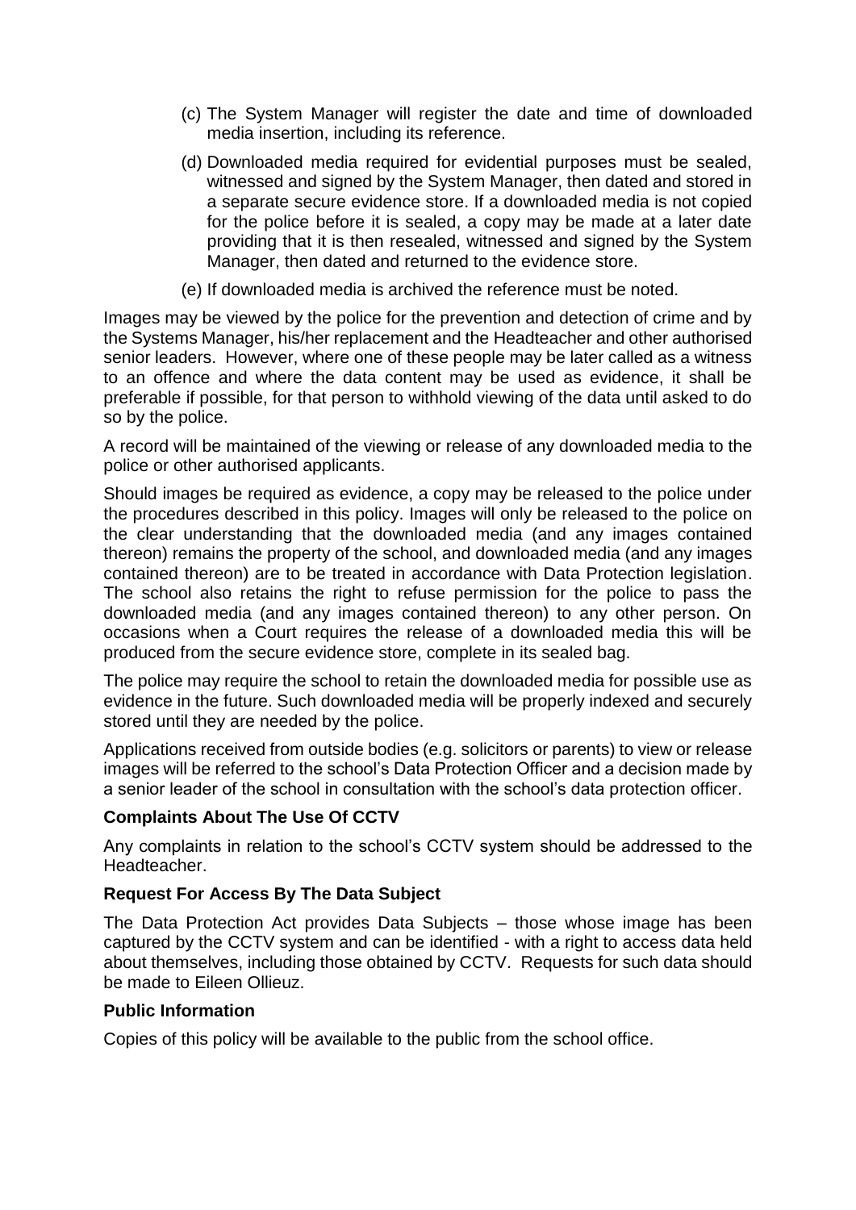(c) The System Manager will register the date and time of downloaded media insertion, including its reference.

(d) Downloaded media required for evidential purposes must be sealed, witnessed and signed by the System Manager, then dated and stored in a separate secure evidence store. If a downloaded media is not copied for the police before it is sealed, a copy may be made at a later date providing that it is then resealed, witnessed and signed by the System Manager, then dated and returned to the evidence store.

(e) If downloaded media is archived the reference must be noted.

Images may be viewed by the police for the prevention and detection of crime and by the Systems Manager, his/her replacement and the Headteacher and other authorised senior leaders. However, where one of these people may be later called as a witness to an offence and where the data content may be used as evidence, it shall be preferable if possible, for that person to withhold viewing of the data until asked to do so by the police.

A record will be maintained of the viewing or release of any downloaded media to the police or other authorised applicants.

Should images be required as evidence, a copy may be released to the police under the procedures described in this policy. Images will only be released to the police on the clear understanding that the downloaded media (and any images contained thereon) remains the property of the school, and downloaded media (and any images contained thereon) are to be treated in accordance with Data Protection legislation. The school also retains the right to refuse permission for the police to pass the downloaded media (and any images contained thereon) to any other person. On occasions when a Court requires the release of a downloaded media this will be produced from the secure evidence store, complete in its sealed bag.

The police may require the school to retain the downloaded media for possible use as evidence in the future. Such downloaded media will be properly indexed and securely stored until they are needed by the police.

Applications received from outside bodies (e.g. solicitors or parents) to view or release images will be referred to the school's Data Protection Officer and a decision made by a senior leader of the school in consultation with the school's data protection officer.

**Complaints About The Use Of CCTV**

Any complaints in relation to the school's CCTV system should be addressed to the Headteacher.

**Request For Access By The Data Subject**

The Data Protection Act provides Data Subjects – those whose image has been captured by the CCTV system and can be identified - with a right to access data held about themselves, including those obtained by CCTV. Requests for such data should be made to Eileen Ollieuz.

**Public Information**

Copies of this policy will be available to the public from the school office.